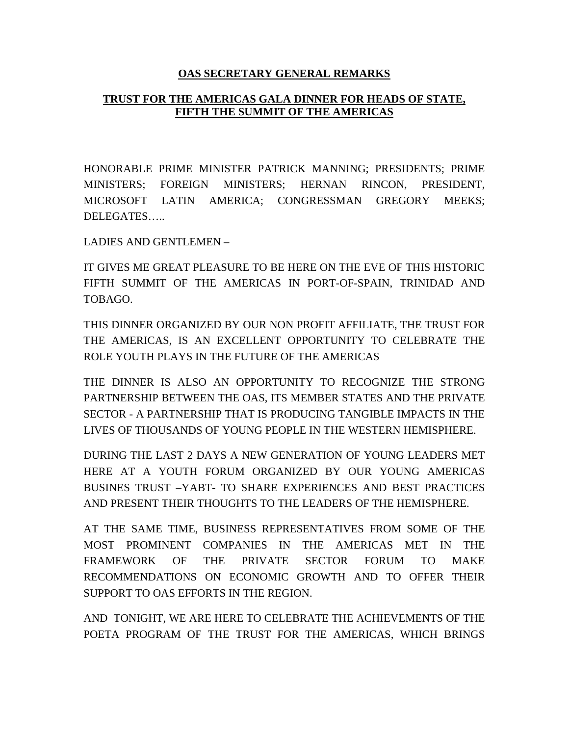**OAS SECRETARY GENERAL REMARKS**

**TRUST FOR THE AMERICAS GALA DINNER FOR HEADS OF STATE, FIFTH THE SUMMIT OF THE AMERICAS**

HONORABLE PRIME MINISTER PATRICK MANNING; PRESIDENTS; PRIME MINISTERS; FOREIGN MINISTERS; HERNAN RINCON, PRESIDENT, MICROSOFT LATIN AMERICA; CONGRESSMAN GREGORY MEEKS; DELEGATES…..

LADIES AND GENTLEMEN –

IT GIVES ME GREAT PLEASURE TO BE HERE ON THE EVE OF THIS HISTORIC FIFTH SUMMIT OF THE AMERICAS IN PORT-OF-SPAIN, TRINIDAD AND TOBAGO.

THIS DINNER ORGANIZED BY OUR NON PROFIT AFFILIATE, THE TRUST FOR THE AMERICAS, IS AN EXCELLENT OPPORTUNITY TO CELEBRATE THE ROLE YOUTH PLAYS IN THE FUTURE OF THE AMERICAS

THE DINNER IS ALSO AN OPPORTUNITY TO RECOGNIZE THE STRONG PARTNERSHIP BETWEEN THE OAS, ITS MEMBER STATES AND THE PRIVATE SECTOR - A PARTNERSHIP THAT IS PRODUCING TANGIBLE IMPACTS IN THE LIVES OF THOUSANDS OF YOUNG PEOPLE IN THE WESTERN HEMISPHERE.

DURING THE LAST 2 DAYS A NEW GENERATION OF YOUNG LEADERS MET HERE AT A YOUTH FORUM ORGANIZED BY OUR YOUNG AMERICAS BUSINES TRUST –YABT- TO SHARE EXPERIENCES AND BEST PRACTICES AND PRESENT THEIR THOUGHTS TO THE LEADERS OF THE HEMISPHERE.

AT THE SAME TIME, BUSINESS REPRESENTATIVES FROM SOME OF THE MOST PROMINENT COMPANIES IN THE AMERICAS MET IN THE FRAMEWORK OF THE PRIVATE SECTOR FORUM TO MAKE RECOMMENDATIONS ON ECONOMIC GROWTH AND TO OFFER THEIR SUPPORT TO OAS EFFORTS IN THE REGION.

AND TONIGHT, WE ARE HERE TO CELEBRATE THE ACHIEVEMENTS OF THE POETA PROGRAM OF THE TRUST FOR THE AMERICAS, WHICH BRINGS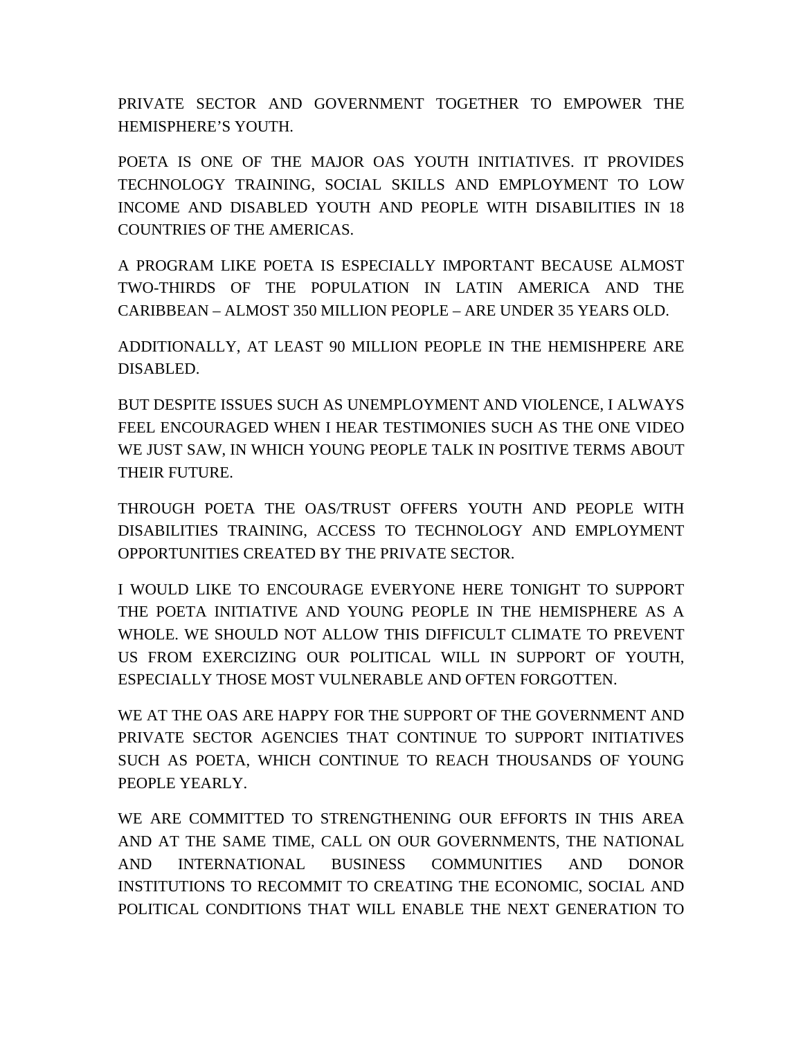PRIVATE SECTOR AND GOVERNMENT TOGETHER TO EMPOWER THE HEMISPHERE'S YOUTH.

POETA IS ONE OF THE MAJOR OAS YOUTH INITIATIVES. IT PROVIDES TECHNOLOGY TRAINING, SOCIAL SKILLS AND EMPLOYMENT TO LOW INCOME AND DISABLED YOUTH AND PEOPLE WITH DISABILITIES IN 18 COUNTRIES OF THE AMERICAS.

A PROGRAM LIKE POETA IS ESPECIALLY IMPORTANT BECAUSE ALMOST TWO-THIRDS OF THE POPULATION IN LATIN AMERICA AND THE CARIBBEAN – ALMOST 350 MILLION PEOPLE – ARE UNDER 35 YEARS OLD.

ADDITIONALLY, AT LEAST 90 MILLION PEOPLE IN THE HEMISHPERE ARE DISABLED.

BUT DESPITE ISSUES SUCH AS UNEMPLOYMENT AND VIOLENCE, I ALWAYS FEEL ENCOURAGED WHEN I HEAR TESTIMONIES SUCH AS THE ONE VIDEO WE JUST SAW, IN WHICH YOUNG PEOPLE TALK IN POSITIVE TERMS ABOUT THEIR FUTURE.

THROUGH POETA THE OAS/TRUST OFFERS YOUTH AND PEOPLE WITH DISABILITIES TRAINING, ACCESS TO TECHNOLOGY AND EMPLOYMENT OPPORTUNITIES CREATED BY THE PRIVATE SECTOR.

I WOULD LIKE TO ENCOURAGE EVERYONE HERE TONIGHT TO SUPPORT THE POETA INITIATIVE AND YOUNG PEOPLE IN THE HEMISPHERE AS A WHOLE. WE SHOULD NOT ALLOW THIS DIFFICULT CLIMATE TO PREVENT US FROM EXERCIZING OUR POLITICAL WILL IN SUPPORT OF YOUTH, ESPECIALLY THOSE MOST VULNERABLE AND OFTEN FORGOTTEN.

WE AT THE OAS ARE HAPPY FOR THE SUPPORT OF THE GOVERNMENT AND PRIVATE SECTOR AGENCIES THAT CONTINUE TO SUPPORT INITIATIVES SUCH AS POETA, WHICH CONTINUE TO REACH THOUSANDS OF YOUNG PEOPLE YEARLY.

WE ARE COMMITTED TO STRENGTHENING OUR EFFORTS IN THIS AREA AND AT THE SAME TIME, CALL ON OUR GOVERNMENTS, THE NATIONAL AND INTERNATIONAL BUSINESS COMMUNITIES AND DONOR INSTITUTIONS TO RECOMMIT TO CREATING THE ECONOMIC, SOCIAL AND POLITICAL CONDITIONS THAT WILL ENABLE THE NEXT GENERATION TO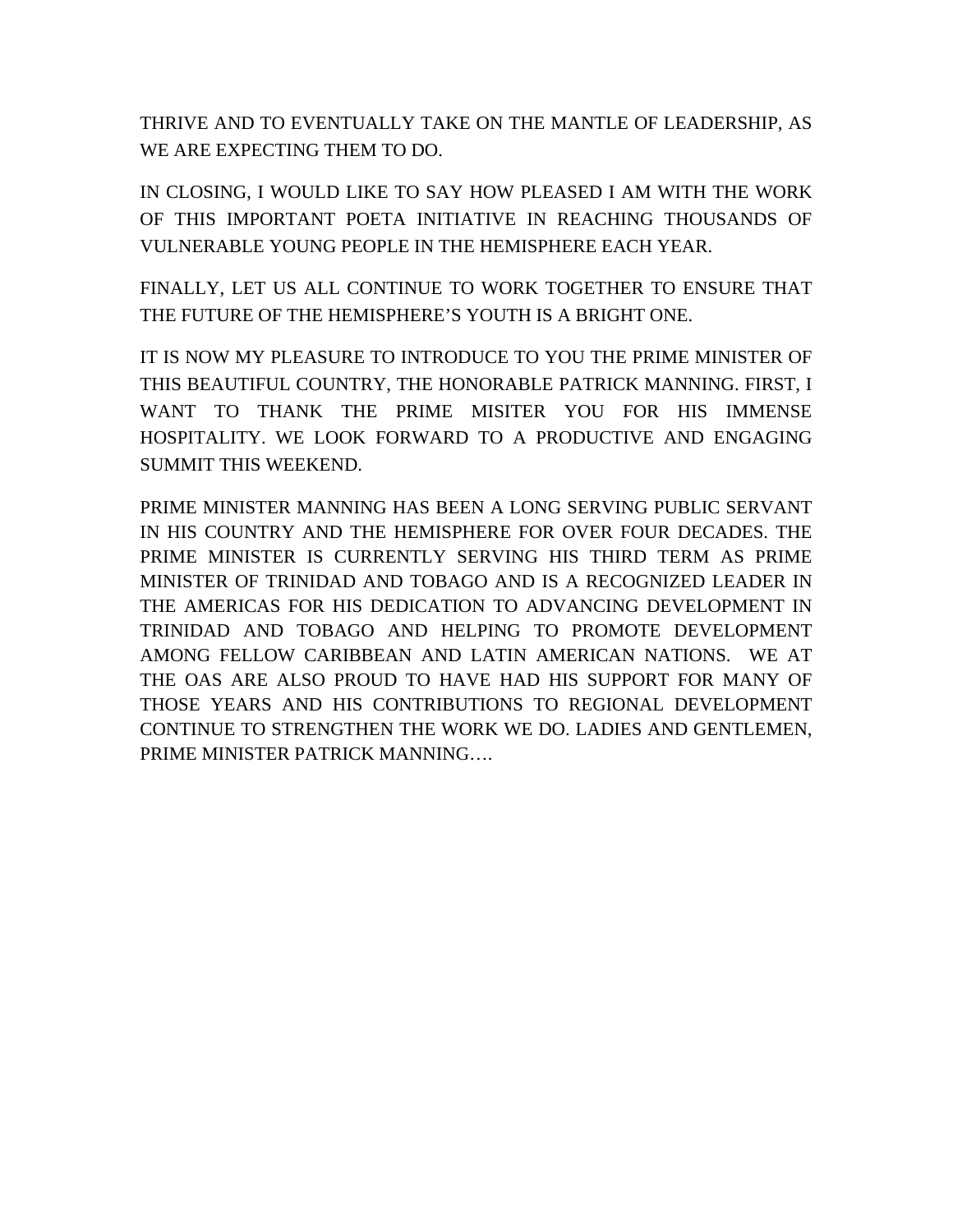THRIVE AND TO EVENTUALLY TAKE ON THE MANTLE OF LEADERSHIP, AS WE ARE EXPECTING THEM TO DO.

IN CLOSING, I WOULD LIKE TO SAY HOW PLEASED I AM WITH THE WORK OF THIS IMPORTANT POETA INITIATIVE IN REACHING THOUSANDS OF VULNERABLE YOUNG PEOPLE IN THE HEMISPHERE EACH YEAR.

FINALLY, LET US ALL CONTINUE TO WORK TOGETHER TO ENSURE THAT THE FUTURE OF THE HEMISPHERE'S YOUTH IS A BRIGHT ONE.

IT IS NOW MY PLEASURE TO INTRODUCE TO YOU THE PRIME MINISTER OF THIS BEAUTIFUL COUNTRY, THE HONORABLE PATRICK MANNING. FIRST, I WANT TO THANK THE PRIME MISITER YOU FOR HIS IMMENSE HOSPITALITY. WE LOOK FORWARD TO A PRODUCTIVE AND ENGAGING SUMMIT THIS WEEKEND.

PRIME MINISTER MANNING HAS BEEN A LONG SERVING PUBLIC SERVANT IN HIS COUNTRY AND THE HEMISPHERE FOR OVER FOUR DECADES. THE PRIME MINISTER IS CURRENTLY SERVING HIS THIRD TERM AS PRIME MINISTER OF TRINIDAD AND TOBAGO AND IS A RECOGNIZED LEADER IN THE AMERICAS FOR HIS DEDICATION TO ADVANCING DEVELOPMENT IN TRINIDAD AND TOBAGO AND HELPING TO PROMOTE DEVELOPMENT AMONG FELLOW CARIBBEAN AND LATIN AMERICAN NATIONS. WE AT THE OAS ARE ALSO PROUD TO HAVE HAD HIS SUPPORT FOR MANY OF THOSE YEARS AND HIS CONTRIBUTIONS TO REGIONAL DEVELOPMENT CONTINUE TO STRENGTHEN THE WORK WE DO. LADIES AND GENTLEMEN, PRIME MINISTER PATRICK MANNING….